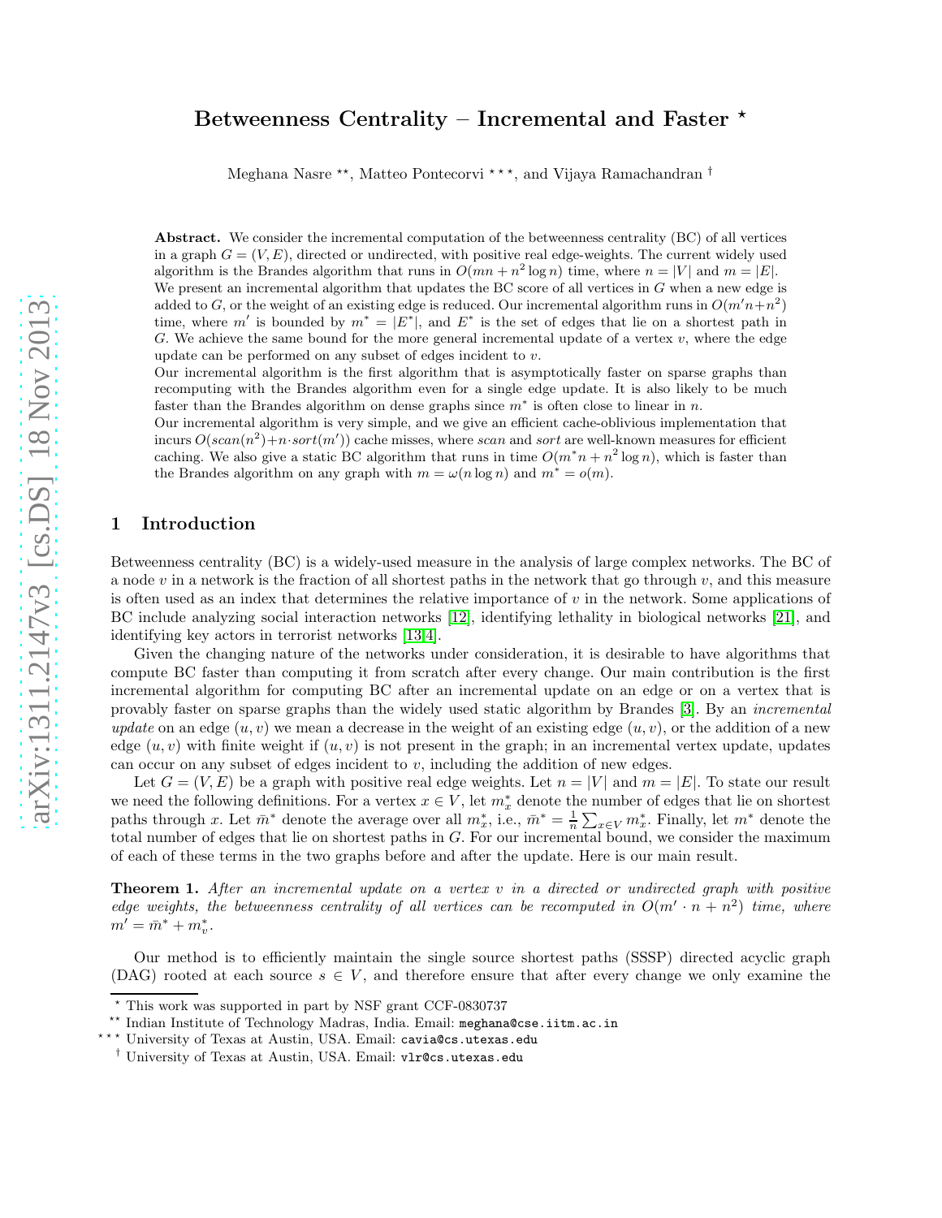# Betweenness Centrality – Incremental and Faster *

Meghana Nasre **, Matteo Pontecorvi ***, and Vijaya Ramachandran †

**Abstract.** We consider the incremental computation of the betweenness centrality (BC) of all vertices in a graph $G = (V, E)$, directed or undirected, with positive real edge-weights. The current widely used algorithm is the Brandes algorithm that runs in $O(mn + n^2 \log n)$ time, where $n = |V|$ and $m = |E|$. We present an incremental algorithm that updates the BC score of all vertices in $G$ when a new edge is added to $G$, or the weight of an existing edge is reduced. Our incremental algorithm runs in $O(m'n+n^2)$ time, where $m'$ is bounded by $m^* = |E^*|$, and $E^*$ is the set of edges that lie on a shortest path in $G$. We achieve the same bound for the more general incremental update of a vertex $v$, where the edge update can be performed on any subset of edges incident to $v$.

Our incremental algorithm is the first algorithm that is asymptotically faster on sparse graphs than recomputing with the Brandes algorithm even for a single edge update. It is also likely to be much faster than the Brandes algorithm on dense graphs since $m^*$ is often close to linear in $n$.

Our incremental algorithm is very simple, and we give an efficient cache-oblivious implementation that incurs $O(scan(n^2)+n\cdot sort(m'))$ cache misses, where *scan* and *sort* are well-known measures for efficient caching. We also give a static BC algorithm that runs in time $O(m^*n + n^2 \log n)$, which is faster than the Brandes algorithm on any graph with $m = \omega(n \log n)$ and $m^* = o(m)$.

## 1 Introduction

Betweenness centrality (BC) is a widely-used measure in the analysis of large complex networks. The BC of a node $v$ in a network is the fraction of all shortest paths in the network that go through $v$, and this measure is often used as an index that determines the relative importance of $v$ in the network. Some applications of BC include analyzing social interaction networks [12], identifying lethality in biological networks [21], and identifying key actors in terrorist networks [13,4].

Given the changing nature of the networks under consideration, it is desirable to have algorithms that compute BC faster than computing it from scratch after every change. Our main contribution is the first incremental algorithm for computing BC after an incremental update on an edge or on a vertex that is provably faster on sparse graphs than the widely used static algorithm by Brandes [3]. By an *incremental update* on an edge $(u, v)$ we mean a decrease in the weight of an existing edge $(u, v)$, or the addition of a new edge $(u, v)$ with finite weight if $(u, v)$ is not present in the graph; in an incremental vertex update, updates can occur on any subset of edges incident to $v$, including the addition of new edges.

Let $G = (V, E)$ be a graph with positive real edge weights. Let $n = |V|$ and $m = |E|$. To state our result we need the following definitions. For a vertex $x \in V$, let $m^*_x$ denote the number of edges that lie on shortest paths through $x$. Let $\bar{m}^*$ denote the average over all $m^*_x$, i.e., $\bar{m}^* = \frac{1}{n}\sum_{x\in V} m^*_x$. Finally, let $m^*$ denote the total number of edges that lie on shortest paths in $G$. For our incremental bound, we consider the maximum of each of these terms in the two graphs before and after the update. Here is our main result.

**Theorem 1.** *After an incremental update on a vertex $v$ in a directed or undirected graph with positive edge weights, the betweenness centrality of all vertices can be recomputed in $O(m' \cdot n + n^2)$ time, where $m' = \bar{m}^* + m^*_v$.*

Our method is to efficiently maintain the single source shortest paths (SSSP) directed acyclic graph (DAG) rooted at each source $s \in V$, and therefore ensure that after every change we only examine the

---

* This work was supported in part by NSF grant CCF-0830737

** Indian Institute of Technology Madras, India. Email: meghana@cse.iitm.ac.in

*** University of Texas at Austin, USA. Email: cavia@cs.utexas.edu

† University of Texas at Austin, USA. Email: vlr@cs.utexas.edu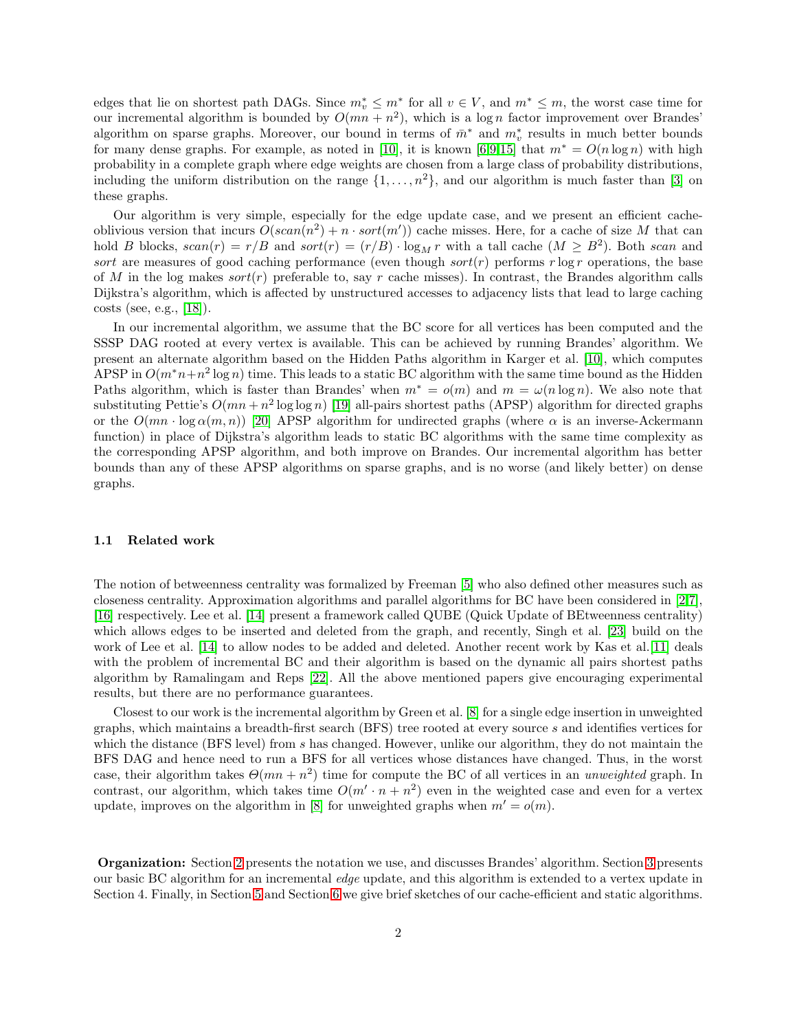edges that lie on shortest path DAGs. Since $m^*_v \leq m^*$ for all $v \in V$, and $m^* \leq m$, the worst case time for our incremental algorithm is bounded by $O(mn + n^2)$, which is a $\log n$ factor improvement over Brandes' algorithm on sparse graphs. Moreover, our bound in terms of $\bar{m}^*$ and $m^*_v$ results in much better bounds for many dense graphs. For example, as noted in [10], it is known [6,9,15] that $m^* = O(n \log n)$ with high probability in a complete graph where edge weights are chosen from a large class of probability distributions, including the uniform distribution on the range $\{1, \ldots, n^2\}$, and our algorithm is much faster than [3] on these graphs.

Our algorithm is very simple, especially for the edge update case, and we present an efficient cache-oblivious version that incurs $O(scan(n^2) + n \cdot sort(m'))$ cache misses. Here, for a cache of size $M$ that can hold $B$ blocks, $scan(r) = r/B$ and $sort(r) = (r/B) \cdot \log_M r$ with a tall cache ($M \geq B^2$). Both *scan* and *sort* are measures of good caching performance (even though $sort(r)$ performs $r \log r$ operations, the base of $M$ in the log makes $sort(r)$ preferable to, say $r$ cache misses). In contrast, the Brandes algorithm calls Dijkstra's algorithm, which is affected by unstructured accesses to adjacency lists that lead to large caching costs (see, e.g., [18]).

In our incremental algorithm, we assume that the BC score for all vertices has been computed and the SSSP DAG rooted at every vertex is available. This can be achieved by running Brandes' algorithm. We present an alternate algorithm based on the Hidden Paths algorithm in Karger et al. [10], which computes APSP in $O(m^* n + n^2 \log n)$ time. This leads to a static BC algorithm with the same time bound as the Hidden Paths algorithm, which is faster than Brandes' when $m^* = o(m)$ and $m = \omega(n \log n)$. We also note that substituting Pettie's $O(mn + n^2 \log\log n)$ [19] all-pairs shortest paths (APSP) algorithm for directed graphs or the $O(mn \cdot \log \alpha(m, n))$ [20] APSP algorithm for undirected graphs (where $\alpha$ is an inverse-Ackermann function) in place of Dijkstra's algorithm leads to static BC algorithms with the same time complexity as the corresponding APSP algorithm, and both improve on Brandes. Our incremental algorithm has better bounds than any of these APSP algorithms on sparse graphs, and is no worse (and likely better) on dense graphs.

### 1.1 Related work

The notion of betweenness centrality was formalized by Freeman [5] who also defined other measures such as closeness centrality. Approximation algorithms and parallel algorithms for BC have been considered in [2,7], [16] respectively. Lee et al. [14] present a framework called QUBE (Quick Update of BEtweenness centrality) which allows edges to be inserted and deleted from the graph, and recently, Singh et al. [23] build on the work of Lee et al. [14] to allow nodes to be added and deleted. Another recent work by Kas et al. [11] deals with the problem of incremental BC and their algorithm is based on the dynamic all pairs shortest paths algorithm by Ramalingam and Reps [22]. All the above mentioned papers give encouraging experimental results, but there are no performance guarantees.

Closest to our work is the incremental algorithm by Green et al. [8] for a single edge insertion in unweighted graphs, which maintains a breadth-first search (BFS) tree rooted at every source $s$ and identifies vertices for which the distance (BFS level) from $s$ has changed. However, unlike our algorithm, they do not maintain the BFS DAG and hence need to run a BFS for all vertices whose distances have changed. Thus, in the worst case, their algorithm takes $\Theta(mn + n^2)$ time for compute the BC of all vertices in an *unweighted* graph. In contrast, our algorithm, which takes time $O(m' \cdot n + n^2)$ even in the weighted case and even for a vertex update, improves on the algorithm in [8] for unweighted graphs when $m' = o(m)$.

**Organization:** Section 2 presents the notation we use, and discusses Brandes' algorithm. Section 3 presents our basic BC algorithm for an incremental *edge* update, and this algorithm is extended to a vertex update in Section 4. Finally, in Section 5 and Section 6 we give brief sketches of our cache-efficient and static algorithms.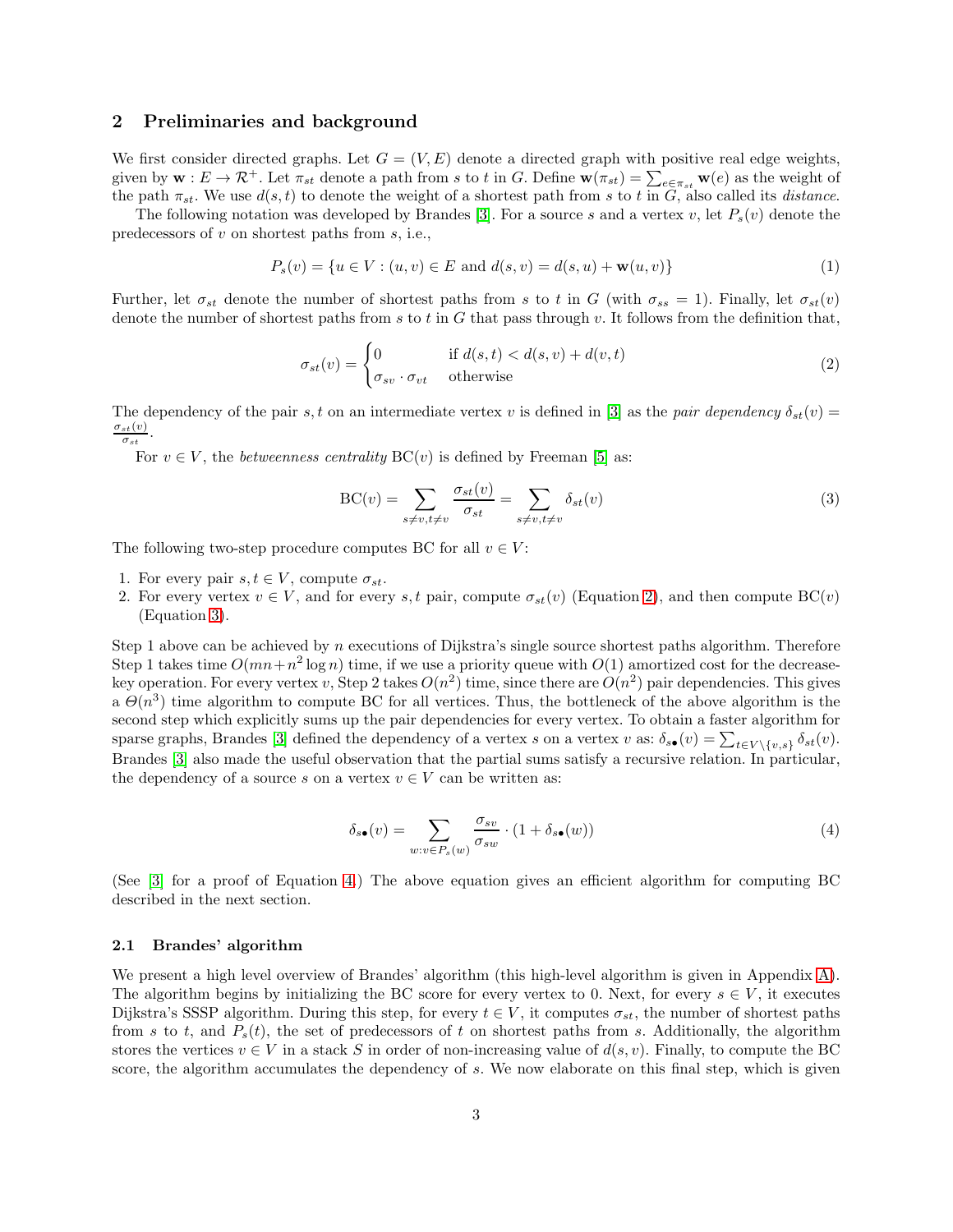## 2 Preliminaries and background

We first consider directed graphs. Let $G = (V, E)$ denote a directed graph with positive real edge weights, given by $\mathbf{w} : E \to \mathcal{R}^+$. Let $\pi_{st}$ denote a path from $s$ to $t$ in $G$. Define $\mathbf{w}(\pi_{st}) = \sum_{e \in \pi_{st}} \mathbf{w}(e)$ as the weight of the path $\pi_{st}$. We use $d(s,t)$ to denote the weight of a shortest path from $s$ to $t$ in $G$, also called its *distance*.

The following notation was developed by Brandes [3]. For a source $s$ and a vertex $v$, let $P_s(v)$ denote the predecessors of $v$ on shortest paths from $s$, i.e.,

$$P_s(v) = \{u \in V : (u,v) \in E \text{ and } d(s,v) = d(s,u) + \mathbf{w}(u,v)\} \tag{1}$$

Further, let $\sigma_{st}$ denote the number of shortest paths from $s$ to $t$ in $G$ (with $\sigma_{ss} = 1$). Finally, let $\sigma_{st}(v)$ denote the number of shortest paths from $s$ to $t$ in $G$ that pass through $v$. It follows from the definition that,

$$\sigma_{st}(v) = \begin{cases} 0 & \text{if } d(s,t) < d(s,v) + d(v,t) \\ \sigma_{sv} \cdot \sigma_{vt} & \text{otherwise} \end{cases} \tag{2}$$

The dependency of the pair $s,t$ on an intermediate vertex $v$ is defined in [3] as the *pair dependency* $\delta_{st}(v) = \frac{\sigma_{st}(v)}{\sigma_{st}}$.

For $v \in V$, the *betweenness centrality* $\mathrm{BC}(v)$ is defined by Freeman [5] as:

$$\mathrm{BC}(v) = \sum_{s \neq v, t \neq v} \frac{\sigma_{st}(v)}{\sigma_{st}} = \sum_{s \neq v, t \neq v} \delta_{st}(v) \tag{3}$$

The following two-step procedure computes BC for all $v \in V$:

1. For every pair $s, t \in V$, compute $\sigma_{st}$.
2. For every vertex $v \in V$, and for every $s,t$ pair, compute $\sigma_{st}(v)$ (Equation 2), and then compute $\mathrm{BC}(v)$ (Equation 3).

Step 1 above can be achieved by $n$ executions of Dijkstra's single source shortest paths algorithm. Therefore Step 1 takes time $O(mn + n^2 \log n)$ time, if we use a priority queue with $O(1)$ amortized cost for the decrease-key operation. For every vertex $v$, Step 2 takes $O(n^2)$ time, since there are $O(n^2)$ pair dependencies. This gives a $\Theta(n^3)$ time algorithm to compute BC for all vertices. Thus, the bottleneck of the above algorithm is the second step which explicitly sums up the pair dependencies for every vertex. To obtain a faster algorithm for sparse graphs, Brandes [3] defined the dependency of a vertex $s$ on a vertex $v$ as: $\delta_{s\bullet}(v) = \sum_{t \in V \setminus \{v,s\}} \delta_{st}(v)$. Brandes [3] also made the useful observation that the partial sums satisfy a recursive relation. In particular, the dependency of a source $s$ on a vertex $v \in V$ can be written as:

$$\delta_{s\bullet}(v) = \sum_{w : v \in P_s(w)} \frac{\sigma_{sv}}{\sigma_{sw}} \cdot (1 + \delta_{s\bullet}(w)) \tag{4}$$

(See [3] for a proof of Equation 4.) The above equation gives an efficient algorithm for computing BC described in the next section.

### 2.1 Brandes' algorithm

We present a high level overview of Brandes' algorithm (this high-level algorithm is given in Appendix A). The algorithm begins by initializing the BC score for every vertex to 0. Next, for every $s \in V$, it executes Dijkstra's SSSP algorithm. During this step, for every $t \in V$, it computes $\sigma_{st}$, the number of shortest paths from $s$ to $t$, and $P_s(t)$, the set of predecessors of $t$ on shortest paths from $s$. Additionally, the algorithm stores the vertices $v \in V$ in a stack $S$ in order of non-increasing value of $d(s,v)$. Finally, to compute the BC score, the algorithm accumulates the dependency of $s$. We now elaborate on this final step, which is given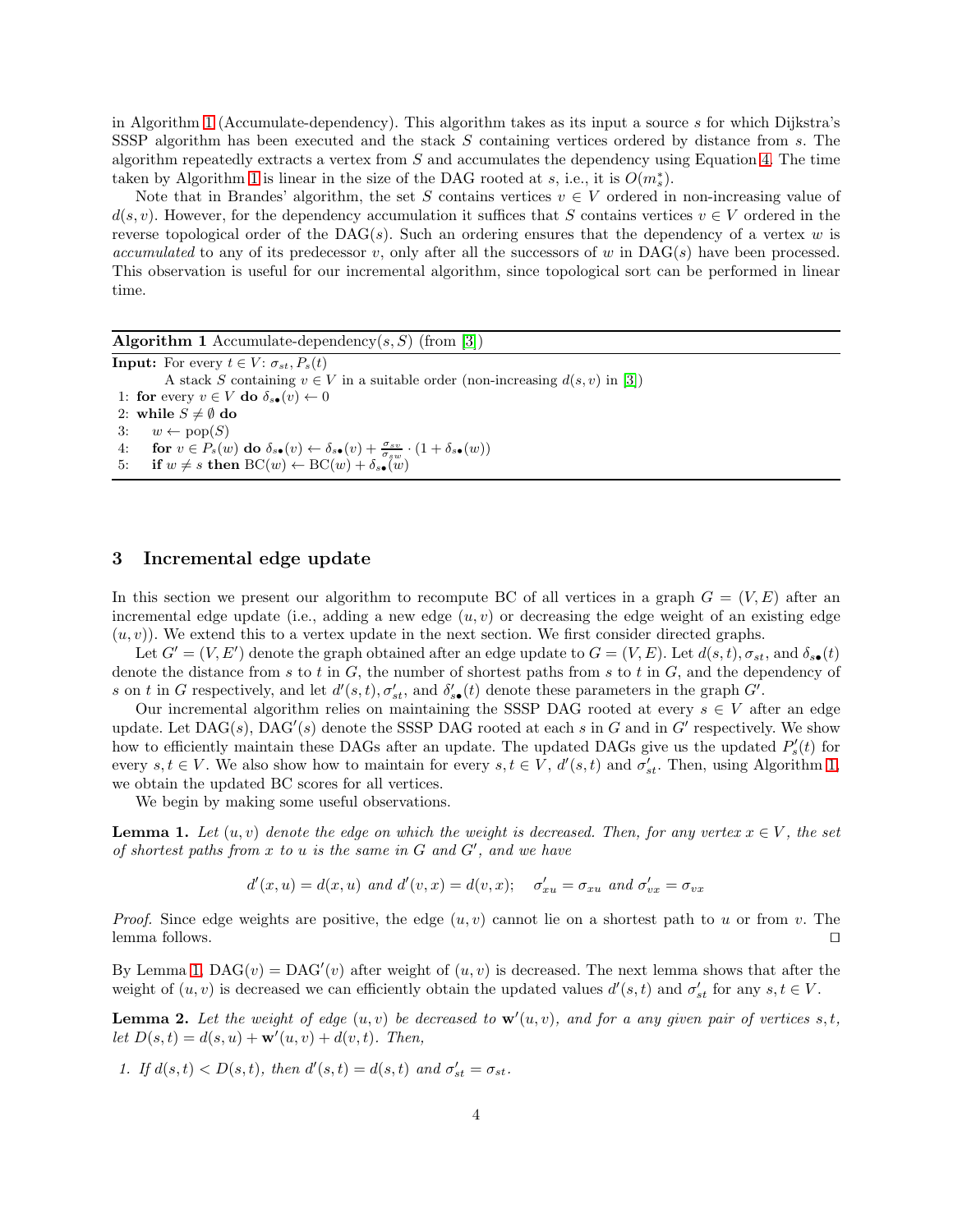in Algorithm 1 (Accumulate-dependency). This algorithm takes as its input a source $s$ for which Dijkstra's SSSP algorithm has been executed and the stack $S$ containing vertices ordered by distance from $s$. The algorithm repeatedly extracts a vertex from $S$ and accumulates the dependency using Equation 4. The time taken by Algorithm 1 is linear in the size of the DAG rooted at $s$, i.e., it is $O(m_s^*)$.

Note that in Brandes' algorithm, the set $S$ contains vertices $v \in V$ ordered in non-increasing value of $d(s, v)$. However, for the dependency accumulation it suffices that $S$ contains vertices $v \in V$ ordered in the reverse topological order of the DAG($s$). Such an ordering ensures that the dependency of a vertex $w$ is *accumulated* to any of its predecessor $v$, only after all the successors of $w$ in DAG($s$) have been processed. This observation is useful for our incremental algorithm, since topological sort can be performed in linear time.

**Algorithm 1** Accumulate-dependency($s, S$) (from [3])

```
Input: For every t ∈ V: σ_st, P_s(t)
       A stack S containing v ∈ V in a suitable order (non-increasing d(s,v) in [3])
1: for every v ∈ V do δ_s•(v) ← 0
2: while S ≠ ∅ do
3:   w ← pop(S)
4:   for v ∈ P_s(w) do δ_s•(v) ← δ_s•(v) + (σ_sv / σ_sw) · (1 + δ_s•(w))
5:   if w ≠ s then BC(w) ← BC(w) + δ_s•(w)
```

## 3 Incremental edge update

In this section we present our algorithm to recompute BC of all vertices in a graph $G = (V, E)$ after an incremental edge update (i.e., adding a new edge $(u, v)$ or decreasing the edge weight of an existing edge $(u, v)$). We extend this to a vertex update in the next section. We first consider directed graphs.

Let $G' = (V, E')$ denote the graph obtained after an edge update to $G = (V, E)$. Let $d(s, t), \sigma_{st}$, and $\delta_{s\bullet}(t)$ denote the distance from $s$ to $t$ in $G$, the number of shortest paths from $s$ to $t$ in $G$, and the dependency of $s$ on $t$ in $G$ respectively, and let $d'(s, t), \sigma'_{st}$, and $\delta'_{s\bullet}(t)$ denote these parameters in the graph $G'$.

Our incremental algorithm relies on maintaining the SSSP DAG rooted at every $s \in V$ after an edge update. Let DAG($s$), DAG$'$($s$) denote the SSSP DAG rooted at each $s$ in $G$ and in $G'$ respectively. We show how to efficiently maintain these DAGs after an update. The updated DAGs give us the updated $P'_s(t)$ for every $s, t \in V$. We also show how to maintain for every $s, t \in V$, $d'(s, t)$ and $\sigma'_{st}$. Then, using Algorithm 1, we obtain the updated BC scores for all vertices.

We begin by making some useful observations.

**Lemma 1.** *Let $(u, v)$ denote the edge on which the weight is decreased. Then, for any vertex $x \in V$, the set of shortest paths from $x$ to $u$ is the same in $G$ and $G'$, and we have*

$$d'(x, u) = d(x, u) \text{ and } d'(v, x) = d(v, x); \quad \sigma'_{xu} = \sigma_{xu} \text{ and } \sigma'_{vx} = \sigma_{vx}$$

*Proof.* Since edge weights are positive, the edge $(u, v)$ cannot lie on a shortest path to $u$ or from $v$. The lemma follows. ◻

By Lemma 1, DAG($v$) = DAG$'$($v$) after weight of $(u, v)$ is decreased. The next lemma shows that after the weight of $(u, v)$ is decreased we can efficiently obtain the updated values $d'(s, t)$ and $\sigma'_{st}$ for any $s, t \in V$.

**Lemma 2.** *Let the weight of edge $(u, v)$ be decreased to $\mathbf{w}'(u, v)$, and for a any given pair of vertices $s, t$, let $D(s, t) = d(s, u) + \mathbf{w}'(u, v) + d(v, t)$. Then,*

1. *If $d(s, t) < D(s, t)$, then $d'(s, t) = d(s, t)$ and $\sigma'_{st} = \sigma_{st}$.*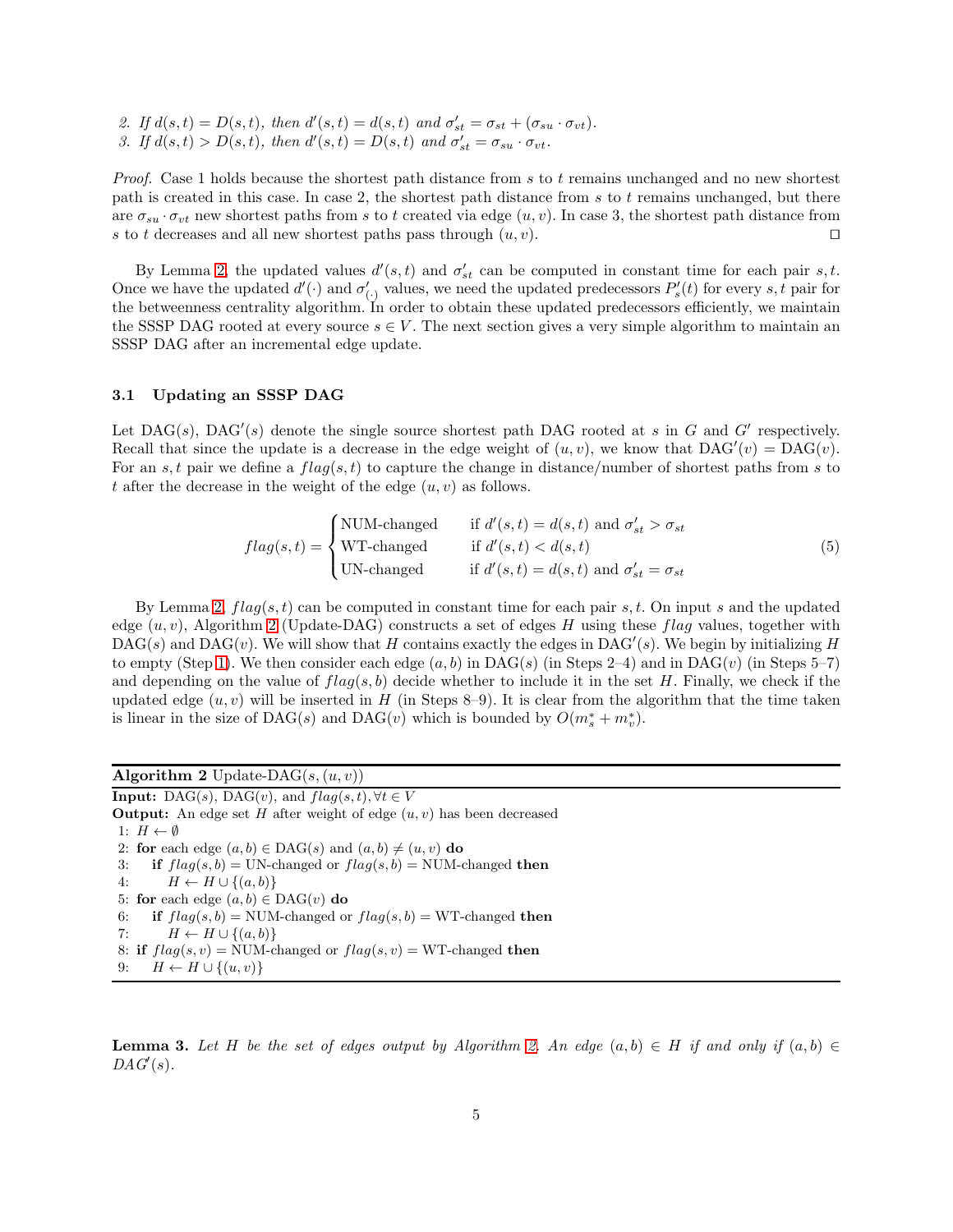2. If $d(s,t) = D(s,t)$, then $d'(s,t) = d(s,t)$ and $\sigma'_{st} = \sigma_{st} + (\sigma_{su} \cdot \sigma_{vt})$.
3. If $d(s,t) > D(s,t)$, then $d'(s,t) = D(s,t)$ and $\sigma'_{st} = \sigma_{su} \cdot \sigma_{vt}$.

*Proof.* Case 1 holds because the shortest path distance from $s$ to $t$ remains unchanged and no new shortest path is created in this case. In case 2, the shortest path distance from $s$ to $t$ remains unchanged, but there are $\sigma_{su} \cdot \sigma_{vt}$ new shortest paths from $s$ to $t$ created via edge $(u,v)$. In case 3, the shortest path distance from $s$ to $t$ decreases and all new shortest paths pass through $(u,v)$. ☐

By Lemma 2, the updated values $d'(s,t)$ and $\sigma'_{st}$ can be computed in constant time for each pair $s,t$. Once we have the updated $d'(\cdot)$ and $\sigma'_{(\cdot)}$ values, we need the updated predecessors $P'_s(t)$ for every $s,t$ pair for the betweenness centrality algorithm. In order to obtain these updated predecessors efficiently, we maintain the SSSP DAG rooted at every source $s \in V$. The next section gives a very simple algorithm to maintain an SSSP DAG after an incremental edge update.

### 3.1 Updating an SSSP DAG

Let DAG$(s)$, DAG$'(s)$ denote the single source shortest path DAG rooted at $s$ in $G$ and $G'$ respectively. Recall that since the update is a decrease in the edge weight of $(u,v)$, we know that DAG$'(v) =$ DAG$(v)$. For an $s,t$ pair we define a $flag(s,t)$ to capture the change in distance/number of shortest paths from $s$ to $t$ after the decrease in the weight of the edge $(u,v)$ as follows.

$$flag(s,t) = \begin{cases} \text{NUM-changed} & \text{if } d'(s,t) = d(s,t) \text{ and } \sigma'_{st} > \sigma_{st} \\ \text{WT-changed} & \text{if } d'(s,t) < d(s,t) \\ \text{UN-changed} & \text{if } d'(s,t) = d(s,t) \text{ and } \sigma'_{st} = \sigma_{st} \end{cases} \tag{5}$$

By Lemma 2, $flag(s,t)$ can be computed in constant time for each pair $s,t$. On input $s$ and the updated edge $(u,v)$, Algorithm 2 (Update-DAG) constructs a set of edges $H$ using these $flag$ values, together with DAG$(s)$ and DAG$(v)$. We will show that $H$ contains exactly the edges in DAG$'(s)$. We begin by initializing $H$ to empty (Step 1). We then consider each edge $(a,b)$ in DAG$(s)$ (in Steps 2–4) and in DAG$(v)$ (in Steps 5–7) and depending on the value of $flag(s,b)$ decide whether to include it in the set $H$. Finally, we check if the updated edge $(u,v)$ will be inserted in $H$ (in Steps 8–9). It is clear from the algorithm that the time taken is linear in the size of DAG$(s)$ and DAG$(v)$ which is bounded by $O(m^*_s + m^*_v)$.

**Algorithm 2** Update-DAG$(s,(u,v))$

**Input:** DAG$(s)$, DAG$(v)$, and $flag(s,t), \forall t \in V$
**Output:** An edge set $H$ after weight of edge $(u,v)$ has been decreased

```
1: H ← ∅
2: for each edge (a,b) ∈ DAG(s) and (a,b) ≠ (u,v) do
3:     if flag(s,b) = UN-changed or flag(s,b) = NUM-changed then
4:         H ← H ∪ {(a,b)}
5: for each edge (a,b) ∈ DAG(v) do
6:     if flag(s,b) = NUM-changed or flag(s,b) = WT-changed then
7:         H ← H ∪ {(a,b)}
8: if flag(s,v) = NUM-changed or flag(s,v) = WT-changed then
9:     H ← H ∪ {(u,v)}
```

**Lemma 3.** *Let $H$ be the set of edges output by Algorithm 2. An edge $(a,b) \in H$ if and only if $(a,b) \in$ DAG$'(s)$.*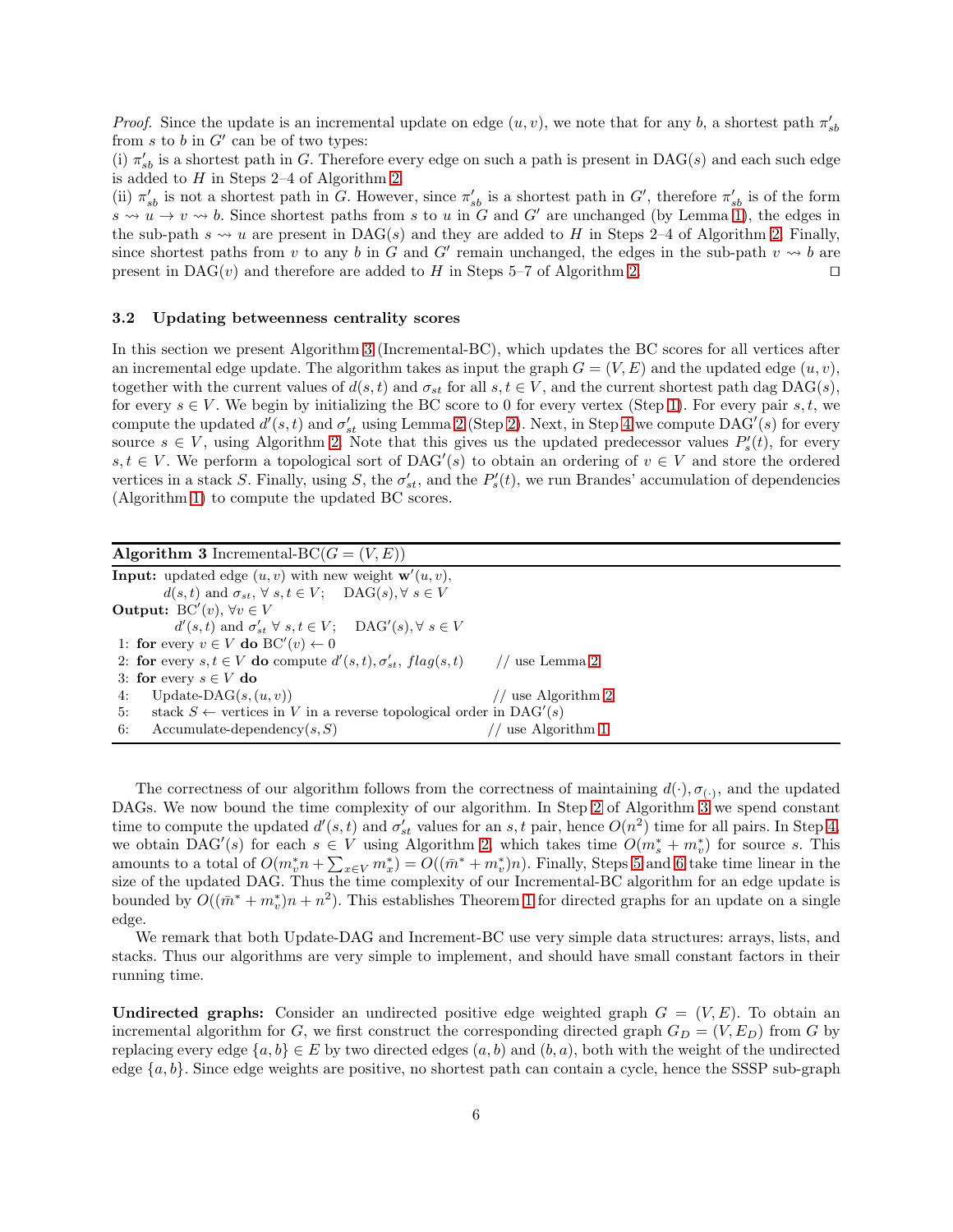*Proof.* Since the update is an incremental update on edge $(u, v)$, we note that for any $b$, a shortest path $\pi'_{sb}$ from $s$ to $b$ in $G'$ can be of two types:

(i) $\pi'_{sb}$ is a shortest path in $G$. Therefore every edge on such a path is present in DAG$(s)$ and each such edge is added to $H$ in Steps 2–4 of Algorithm 2.

(ii) $\pi'_{sb}$ is not a shortest path in $G$. However, since $\pi'_{sb}$ is a shortest path in $G'$, therefore $\pi'_{sb}$ is of the form $s \rightsquigarrow u \rightarrow v \rightsquigarrow b$. Since shortest paths from $s$ to $u$ in $G$ and $G'$ are unchanged (by Lemma 1), the edges in the sub-path $s \rightsquigarrow u$ are present in DAG$(s)$ and they are added to $H$ in Steps 2–4 of Algorithm 2. Finally, since shortest paths from $v$ to any $b$ in $G$ and $G'$ remain unchanged, the edges in the sub-path $v \rightsquigarrow b$ are present in DAG$(v)$ and therefore are added to $H$ in Steps 5–7 of Algorithm 2. ◻

### 3.2 Updating betweenness centrality scores

In this section we present Algorithm 3 (Incremental-BC), which updates the BC scores for all vertices after an incremental edge update. The algorithm takes as input the graph $G = (V, E)$ and the updated edge $(u, v)$, together with the current values of $d(s, t)$ and $\sigma_{st}$ for all $s, t \in V$, and the current shortest path dag DAG$(s)$, for every $s \in V$. We begin by initializing the BC score to 0 for every vertex (Step 1). For every pair $s, t$, we compute the updated $d'(s, t)$ and $\sigma'_{st}$ using Lemma 2 (Step 2). Next, in Step 4 we compute DAG$'(s)$ for every source $s \in V$, using Algorithm 2. Note that this gives us the updated predecessor values $P'_s(t)$, for every $s, t \in V$. We perform a topological sort of DAG$'(s)$ to obtain an ordering of $v \in V$ and store the ordered vertices in a stack $S$. Finally, using $S$, the $\sigma'_{st}$, and the $P'_s(t)$, we run Brandes' accumulation of dependencies (Algorithm 1) to compute the updated BC scores.

**Algorithm 3** Incremental-BC($G = (V, E)$)

```
Input: updated edge (u,v) with new weight w'(u,v),
       d(s,t) and σ_st, ∀ s,t ∈ V;    DAG(s), ∀ s ∈ V
Output: BC'(v), ∀v ∈ V
       d'(s,t) and σ'_st ∀ s,t ∈ V;    DAG'(s), ∀ s ∈ V
1: for every v ∈ V do BC'(v) ← 0
2: for every s,t ∈ V do compute d'(s,t), σ'_st, flag(s,t)      // use Lemma 2
3: for every s ∈ V do
4:    Update-DAG(s,(u,v))                                       // use Algorithm 2
5:    stack S ← vertices in V in a reverse topological order in DAG'(s)
6:    Accumulate-dependency(s,S)                                // use Algorithm 1
```

The correctness of our algorithm follows from the correctness of maintaining $d(\cdot), \sigma_{(\cdot)}$, and the updated DAGs. We now bound the time complexity of our algorithm. In Step 2 of Algorithm 3 we spend constant time to compute the updated $d'(s, t)$ and $\sigma'_{st}$ values for an $s, t$ pair, hence $O(n^2)$ time for all pairs. In Step 4, we obtain DAG$'(s)$ for each $s \in V$ using Algorithm 2, which takes time $O(m^*_s + m^*_v)$ for source $s$. This amounts to a total of $O(m^*_v n + \sum_{x \in V} m^*_x) = O((\bar{m}^* + m^*_v)n)$. Finally, Steps 5 and 6 take time linear in the size of the updated DAG. Thus the time complexity of our Incremental-BC algorithm for an edge update is bounded by $O((\bar{m}^* + m^*_v)n + n^2)$. This establishes Theorem 1 for directed graphs for an update on a single edge.

We remark that both Update-DAG and Increment-BC use very simple data structures: arrays, lists, and stacks. Thus our algorithms are very simple to implement, and should have small constant factors in their running time.

**Undirected graphs:** Consider an undirected positive edge weighted graph $G = (V, E)$. To obtain an incremental algorithm for $G$, we first construct the corresponding directed graph $G_D = (V, E_D)$ from $G$ by replacing every edge $\{a, b\} \in E$ by two directed edges $(a, b)$ and $(b, a)$, both with the weight of the undirected edge $\{a, b\}$. Since edge weights are positive, no shortest path can contain a cycle, hence the SSSP sub-graph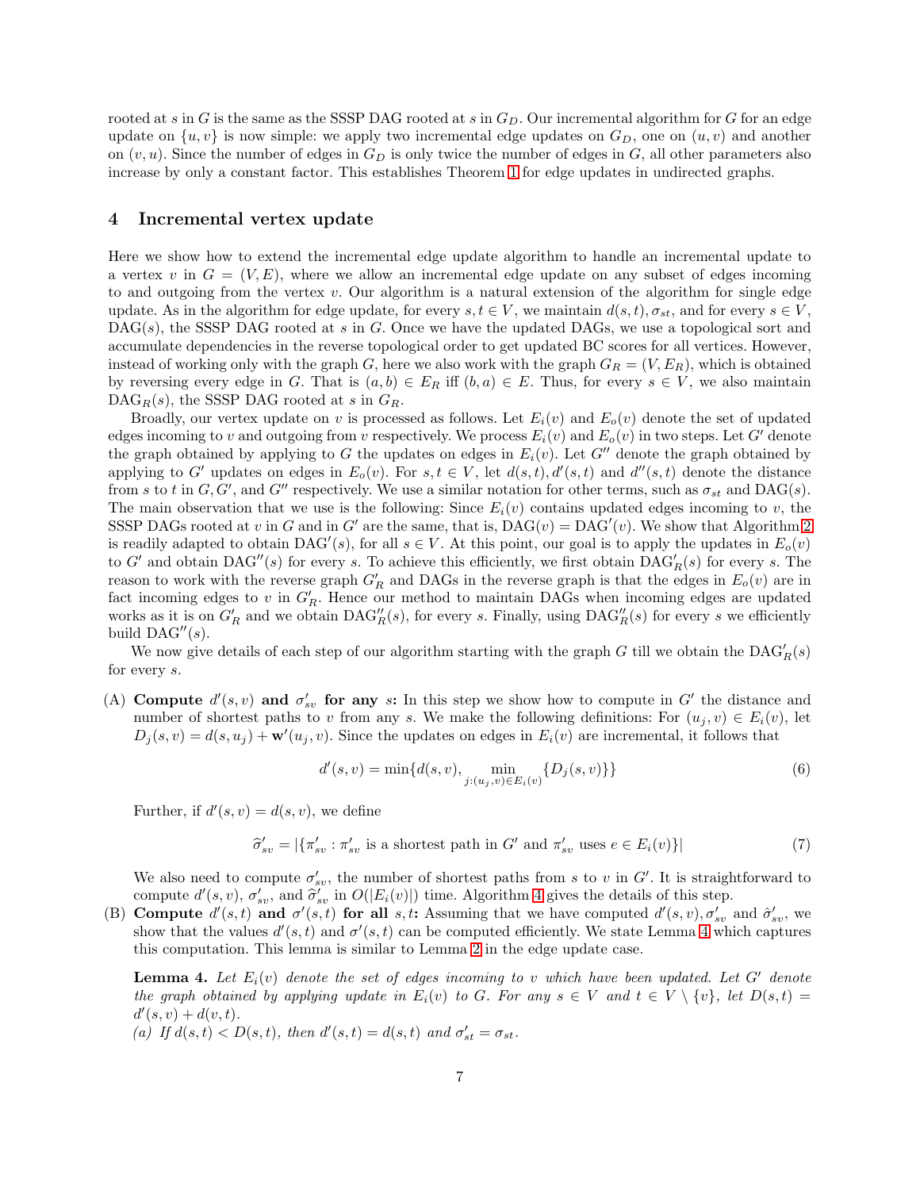rooted at $s$ in $G$ is the same as the SSSP DAG rooted at $s$ in $G_D$. Our incremental algorithm for $G$ for an edge update on $\{u, v\}$ is now simple: we apply two incremental edge updates on $G_D$, one on $(u, v)$ and another on $(v, u)$. Since the number of edges in $G_D$ is only twice the number of edges in $G$, all other parameters also increase by only a constant factor. This establishes Theorem 1 for edge updates in undirected graphs.

## 4 Incremental vertex update

Here we show how to extend the incremental edge update algorithm to handle an incremental update to a vertex $v$ in $G = (V, E)$, where we allow an incremental edge update on any subset of edges incoming to and outgoing from the vertex $v$. Our algorithm is a natural extension of the algorithm for single edge update. As in the algorithm for edge update, for every $s, t \in V$, we maintain $d(s, t), \sigma_{st}$, and for every $s \in V$, $\text{DAG}(s)$, the SSSP DAG rooted at $s$ in $G$. Once we have the updated DAGs, we use a topological sort and accumulate dependencies in the reverse topological order to get updated BC scores for all vertices. However, instead of working only with the graph $G$, here we also work with the graph $G_R = (V, E_R)$, which is obtained by reversing every edge in $G$. That is $(a, b) \in E_R$ iff $(b, a) \in E$. Thus, for every $s \in V$, we also maintain $\text{DAG}_R(s)$, the SSSP DAG rooted at $s$ in $G_R$.

Broadly, our vertex update on $v$ is processed as follows. Let $E_i(v)$ and $E_o(v)$ denote the set of updated edges incoming to $v$ and outgoing from $v$ respectively. We process $E_i(v)$ and $E_o(v)$ in two steps. Let $G'$ denote the graph obtained by applying to $G$ the updates on edges in $E_i(v)$. Let $G''$ denote the graph obtained by applying to $G'$ updates on edges in $E_o(v)$. For $s, t \in V$, let $d(s, t), d'(s, t)$ and $d''(s, t)$ denote the distance from $s$ to $t$ in $G, G'$, and $G''$ respectively. We use a similar notation for other terms, such as $\sigma_{st}$ and $\text{DAG}(s)$. The main observation that we use is the following: Since $E_i(v)$ contains updated edges incoming to $v$, the SSSP DAGs rooted at $v$ in $G$ and in $G'$ are the same, that is, $\text{DAG}(v) = \text{DAG}'(v)$. We show that Algorithm 2 is readily adapted to obtain $\text{DAG}'(s)$, for all $s \in V$. At this point, our goal is to apply the updates in $E_o(v)$ to $G'$ and obtain $\text{DAG}''(s)$ for every $s$. To achieve this efficiently, we first obtain $\text{DAG}'_R(s)$ for every $s$. The reason to work with the reverse graph $G'_R$ and DAGs in the reverse graph is that the edges in $E_o(v)$ are in fact incoming edges to $v$ in $G'_R$. Hence our method to maintain DAGs when incoming edges are updated works as it is on $G'_R$ and we obtain $\text{DAG}''_R(s)$, for every $s$. Finally, using $\text{DAG}''_R(s)$ for every $s$ we efficiently build $\text{DAG}''(s)$.

We now give details of each step of our algorithm starting with the graph $G$ till we obtain the $\text{DAG}'_R(s)$ for every $s$.

(A) **Compute $d'(s, v)$ and $\sigma'_{sv}$ for any $s$:** In this step we show how to compute in $G'$ the distance and number of shortest paths to $v$ from any $s$. We make the following definitions: For $(u_j, v) \in E_i(v)$, let $D_j(s, v) = d(s, u_j) + \mathbf{w}'(u_j, v)$. Since the updates on edges in $E_i(v)$ are incremental, it follows that

$$d'(s, v) = \min\{d(s, v), \min_{j:(u_j, v) \in E_i(v)} \{D_j(s, v)\}\} \tag{6}$$

Further, if $d'(s, v) = d(s, v)$, we define

$$\widehat{\sigma}'_{sv} = |\{\pi'_{sv} : \pi'_{sv} \text{ is a shortest path in } G' \text{ and } \pi'_{sv} \text{ uses } e \in E_i(v)\}| \tag{7}$$

We also need to compute $\sigma'_{sv}$, the number of shortest paths from $s$ to $v$ in $G'$. It is straightforward to compute $d'(s, v)$, $\sigma'_{sv}$, and $\widehat{\sigma}'_{sv}$ in $O(|E_i(v)|)$ time. Algorithm 4 gives the details of this step.

(B) **Compute $d'(s, t)$ and $\sigma'(s, t)$ for all $s, t$:** Assuming that we have computed $d'(s, v), \sigma'_{sv}$ and $\hat{\sigma}'_{sv}$, we show that the values $d'(s, t)$ and $\sigma'(s, t)$ can be computed efficiently. We state Lemma 4 which captures this computation. This lemma is similar to Lemma 2 in the edge update case.

**Lemma 4.** *Let $E_i(v)$ denote the set of edges incoming to $v$ which have been updated. Let $G'$ denote the graph obtained by applying update in $E_i(v)$ to $G$. For any $s \in V$ and $t \in V \setminus \{v\}$, let $D(s, t) = d'(s, v) + d(v, t)$.*
*(a) If $d(s, t) < D(s, t)$, then $d'(s, t) = d(s, t)$ and $\sigma'_{st} = \sigma_{st}$.*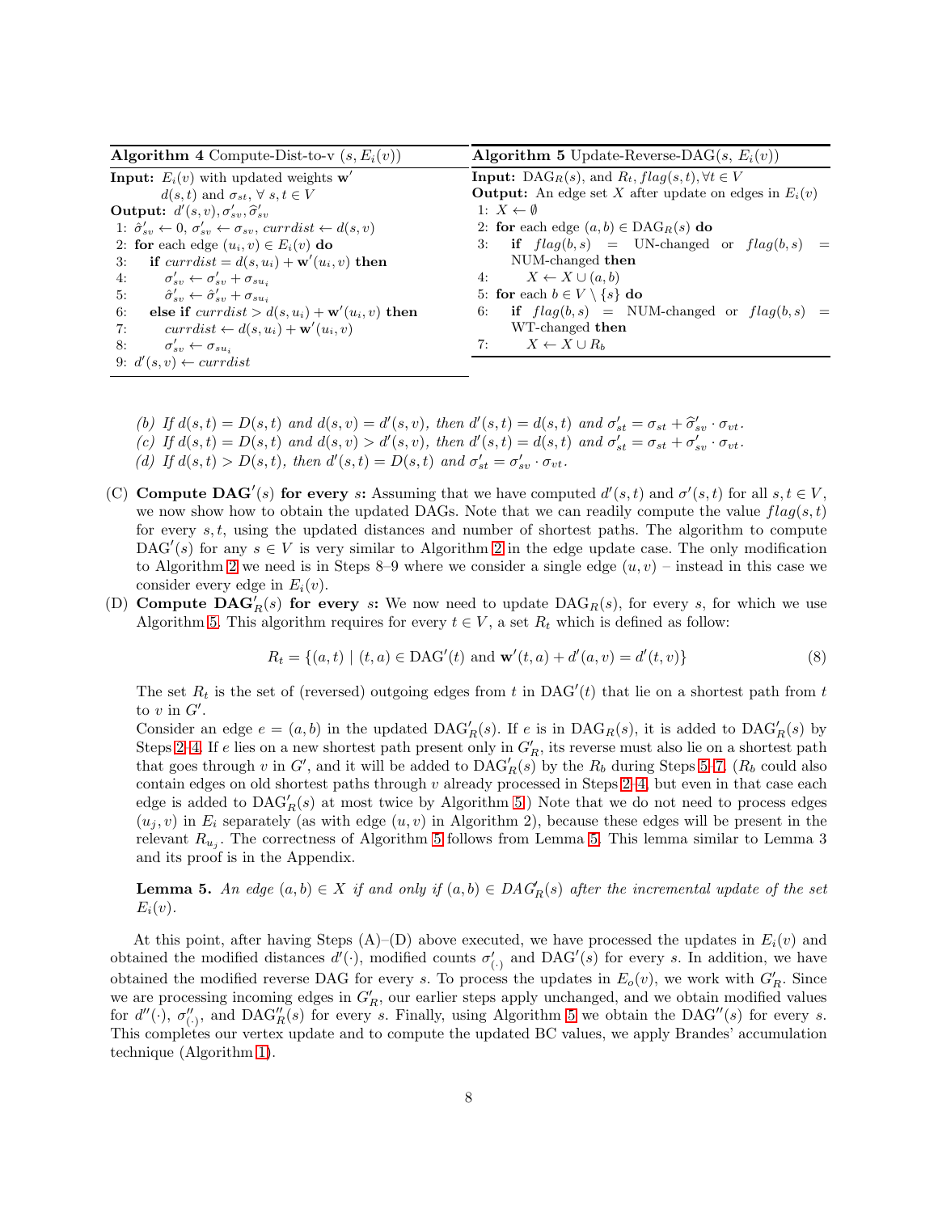**Algorithm 4** Compute-Dist-to-v $(s, E_i(v))$

```
Input: E_i(v) with updated weights w'
       d(s,t) and σ_st, ∀ s,t ∈ V
Output: d'(s,v), σ'_sv, σ̂'_sv
1: σ̂'_sv ← 0, σ'_sv ← σ_sv, currdist ← d(s,v)
2: for each edge (u_i, v) ∈ E_i(v) do
3:     if currdist = d(s,u_i) + w'(u_i,v) then
4:         σ'_sv ← σ'_sv + σ_su_i
5:         σ̂'_sv ← σ̂'_sv + σ_su_i
6:     else if currdist > d(s,u_i) + w'(u_i,v) then
7:         currdist ← d(s,u_i) + w'(u_i,v)
8:         σ'_sv ← σ_su_i
9: d'(s,v) ← currdist
```

**Algorithm 5** Update-Reverse-DAG$(s, E_i(v))$

```
Input: DAG_R(s), and R_t, flag(s,t), ∀t ∈ V
Output: An edge set X after update on edges in E_i(v)
1: X ← ∅
2: for each edge (a,b) ∈ DAG_R(s) do
3:     if flag(b,s) = UN-changed or flag(b,s) = NUM-changed then
4:         X ← X ∪ (a,b)
5: for each b ∈ V \ {s} do
6:     if flag(b,s) = NUM-changed or flag(b,s) = WT-changed then
7:         X ← X ∪ R_b
```

(b) *If $d(s,t) = D(s,t)$ and $d(s,v) = d'(s,v)$, then $d'(s,t) = d(s,t)$ and $\sigma'_{st} = \sigma_{st} + \widehat{\sigma}'_{sv} \cdot \sigma_{vt}$.*
(c) *If $d(s,t) = D(s,t)$ and $d(s,v) > d'(s,v)$, then $d'(s,t) = d(s,t)$ and $\sigma'_{st} = \sigma_{st} + \sigma'_{sv} \cdot \sigma_{vt}$.*
(d) *If $d(s,t) > D(s,t)$, then $d'(s,t) = D(s,t)$ and $\sigma'_{st} = \sigma'_{sv} \cdot \sigma_{vt}$.*

(C) **Compute DAG$'(s)$ for every $s$:** Assuming that we have computed $d'(s,t)$ and $\sigma'(s,t)$ for all $s,t \in V$, we now show how to obtain the updated DAGs. Note that we can readily compute the value $flag(s,t)$ for every $s,t$, using the updated distances and number of shortest paths. The algorithm to compute DAG$'(s)$ for any $s \in V$ is very similar to Algorithm 2 in the edge update case. The only modification to Algorithm 2 we need is in Steps 8–9 where we consider a single edge $(u,v)$ – instead in this case we consider every edge in $E_i(v)$.

(D) **Compute DAG$'_R(s)$ for every $s$:** We now need to update DAG$_R(s)$, for every $s$, for which we use Algorithm 5. This algorithm requires for every $t \in V$, a set $R_t$ which is defined as follow:

$$R_t = \{(a,t) \mid (t,a) \in \text{DAG}'(t) \text{ and } \mathbf{w}'(t,a) + d'(a,v) = d'(t,v)\} \tag{8}$$

The set $R_t$ is the set of (reversed) outgoing edges from $t$ in DAG$'(t)$ that lie on a shortest path from $t$ to $v$ in $G'$.

Consider an edge $e = (a,b)$ in the updated DAG$'_R(s)$. If $e$ is in DAG$_R(s)$, it is added to DAG$'_R(s)$ by Steps 2–4. If $e$ lies on a new shortest path present only in $G'_R$, its reverse must also lie on a shortest path that goes through $v$ in $G'$, and it will be added to DAG$'_R(s)$ by the $R_b$ during Steps 5–7. ($R_b$ could also contain edges on old shortest paths through $v$ already processed in Steps 2–4, but even in that case each edge is added to DAG$'_R(s)$ at most twice by Algorithm 5.) Note that we do not need to process edges $(u_j,v)$ in $E_i$ separately (as with edge $(u,v)$ in Algorithm 2), because these edges will be present in the relevant $R_{u_j}$. The correctness of Algorithm 5 follows from Lemma 5. This lemma similar to Lemma 3 and its proof is in the Appendix.

**Lemma 5.** *An edge $(a,b) \in X$ if and only if $(a,b) \in DAG'_R(s)$ after the incremental update of the set $E_i(v)$.*

At this point, after having Steps (A)–(D) above executed, we have processed the updates in $E_i(v)$ and obtained the modified distances $d'(\cdot)$, modified counts $\sigma'_{(\cdot)}$ and DAG$'(s)$ for every $s$. In addition, we have obtained the modified reverse DAG for every $s$. To process the updates in $E_o(v)$, we work with $G'_R$. Since we are processing incoming edges in $G'_R$, our earlier steps apply unchanged, and we obtain modified values for $d''(\cdot)$, $\sigma''_{(\cdot)}$, and DAG$''_R(s)$ for every $s$. Finally, using Algorithm 5 we obtain the DAG$''(s)$ for every $s$. This completes our vertex update and to compute the updated BC values, we apply Brandes' accumulation technique (Algorithm 1).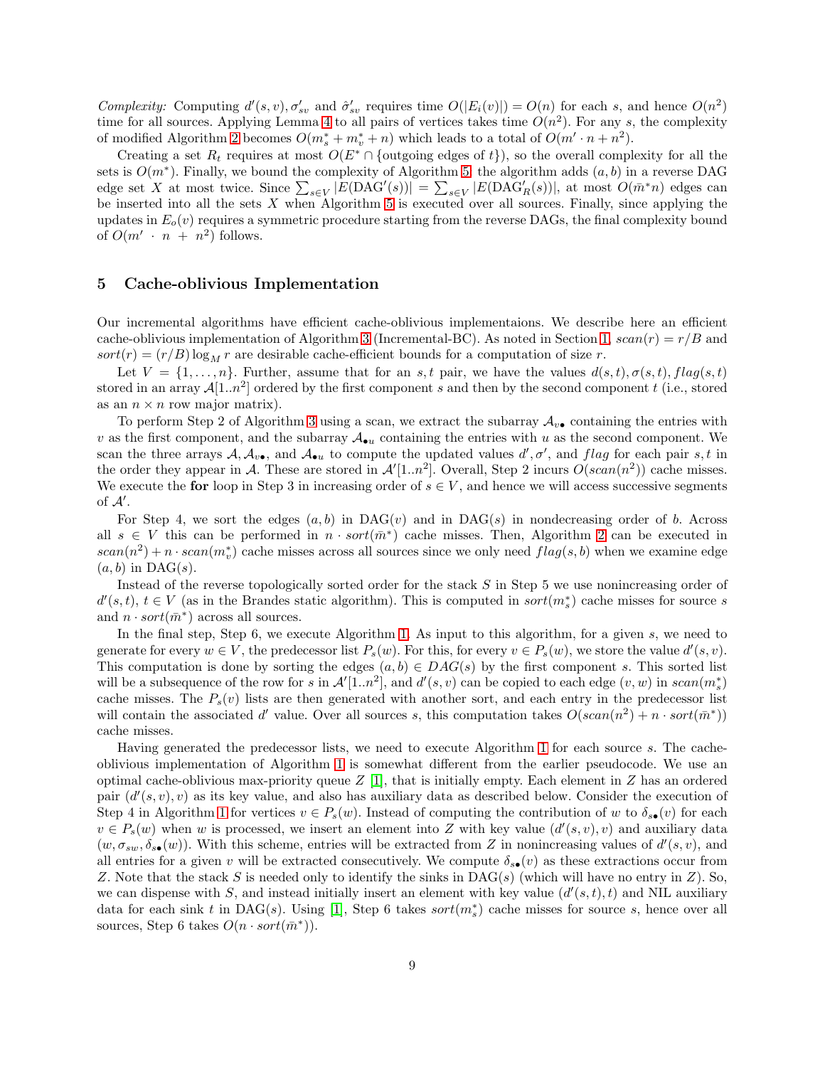*Complexity:* Computing $d'(s,v), \sigma'_{sv}$ and $\hat{\sigma}'_{sv}$ requires time $O(|E_i(v)|) = O(n)$ for each $s$, and hence $O(n^2)$ time for all sources. Applying Lemma 4 to all pairs of vertices takes time $O(n^2)$. For any $s$, the complexity of modified Algorithm 2 becomes $O(m^*_s + m^*_v + n)$ which leads to a total of $O(m' \cdot n + n^2)$.

Creating a set $R_t$ requires at most $O(E^* \cap \{\text{outgoing edges of } t\})$, so the overall complexity for all the sets is $O(m^*)$. Finally, we bound the complexity of Algorithm 5: the algorithm adds $(a,b)$ in a reverse DAG edge set $X$ at most twice. Since $\sum_{s \in V} |E(\text{DAG}'(s))| = \sum_{s \in V} |E(\text{DAG}'_R(s))|$, at most $O(\bar{m}^* n)$ edges can be inserted into all the sets $X$ when Algorithm 5 is executed over all sources. Finally, since applying the updates in $E_o(v)$ requires a symmetric procedure starting from the reverse DAGs, the final complexity bound of $O(m' \cdot n + n^2)$ follows.

## 5 Cache-oblivious Implementation

Our incremental algorithms have efficient cache-oblivious implementaions. We describe here an efficient cache-oblivious implementation of Algorithm 3 (Incremental-BC). As noted in Section 1, $scan(r) = r/B$ and $sort(r) = (r/B)\log_M r$ are desirable cache-efficient bounds for a computation of size $r$.

Let $V = \{1, \ldots, n\}$. Further, assume that for an $s,t$ pair, we have the values $d(s,t), \sigma(s,t), flag(s,t)$ stored in an array $\mathcal{A}[1..n^2]$ ordered by the first component $s$ and then by the second component $t$ (i.e., stored as an $n \times n$ row major matrix).

To perform Step 2 of Algorithm 3 using a scan, we extract the subarray $\mathcal{A}_{v\bullet}$ containing the entries with $v$ as the first component, and the subarray $\mathcal{A}_{\bullet u}$ containing the entries with $u$ as the second component. We scan the three arrays $\mathcal{A}, \mathcal{A}_{v\bullet}$, and $\mathcal{A}_{\bullet u}$ to compute the updated values $d', \sigma'$, and $flag$ for each pair $s,t$ in the order they appear in $\mathcal{A}$. These are stored in $\mathcal{A}'[1..n^2]$. Overall, Step 2 incurs $O(scan(n^2))$ cache misses. We execute the **for** loop in Step 3 in increasing order of $s \in V$, and hence we will access successive segments of $\mathcal{A}'$.

For Step 4, we sort the edges $(a,b)$ in $\text{DAG}(v)$ and in $\text{DAG}(s)$ in nondecreasing order of $b$. Across all $s \in V$ this can be performed in $n \cdot sort(\bar{m}^*)$ cache misses. Then, Algorithm 2 can be executed in $scan(n^2) + n \cdot scan(m^*_v)$ cache misses across all sources since we only need $flag(s,b)$ when we examine edge $(a,b)$ in $\text{DAG}(s)$.

Instead of the reverse topologically sorted order for the stack $S$ in Step 5 we use nonincreasing order of $d'(s,t)$, $t \in V$ (as in the Brandes static algorithm). This is computed in $sort(m^*_s)$ cache misses for source $s$ and $n \cdot sort(\bar{m}^*)$ across all sources.

In the final step, Step 6, we execute Algorithm 1. As input to this algorithm, for a given $s$, we need to generate for every $w \in V$, the predecessor list $P_s(w)$. For this, for every $v \in P_s(w)$, we store the value $d'(s,v)$. This computation is done by sorting the edges $(a,b) \in DAG(s)$ by the first component $s$. This sorted list will be a subsequence of the row for $s$ in $\mathcal{A}'[1..n^2]$, and $d'(s,v)$ can be copied to each edge $(v,w)$ in $scan(m^*_s)$ cache misses. The $P_s(v)$ lists are then generated with another sort, and each entry in the predecessor list will contain the associated $d'$ value. Over all sources $s$, this computation takes $O(scan(n^2) + n \cdot sort(\bar{m}^*))$ cache misses.

Having generated the predecessor lists, we need to execute Algorithm 1 for each source $s$. The cache-oblivious implementation of Algorithm 1 is somewhat different from the earlier pseudocode. We use an optimal cache-oblivious max-priority queue $Z$ [1], that is initially empty. Each element in $Z$ has an ordered pair $(d'(s,v), v)$ as its key value, and also has auxiliary data as described below. Consider the execution of Step 4 in Algorithm 1 for vertices $v \in P_s(w)$. Instead of computing the contribution of $w$ to $\delta_{s\bullet}(v)$ for each $v \in P_s(w)$ when $w$ is processed, we insert an element into $Z$ with key value $(d'(s,v), v)$ and auxiliary data $(w, \sigma_{sw}, \delta_{s\bullet}(w))$. With this scheme, entries will be extracted from $Z$ in nonincreasing values of $d'(s,v)$, and all entries for a given $v$ will be extracted consecutively. We compute $\delta_{s\bullet}(v)$ as these extractions occur from $Z$. Note that the stack $S$ is needed only to identify the sinks in $\text{DAG}(s)$ (which will have no entry in $Z$). So, we can dispense with $S$, and instead initially insert an element with key value $(d'(s,t), t)$ and NIL auxiliary data for each sink $t$ in $\text{DAG}(s)$. Using [1], Step 6 takes $sort(m^*_s)$ cache misses for source $s$, hence over all sources, Step 6 takes $O(n \cdot sort(\bar{m}^*))$.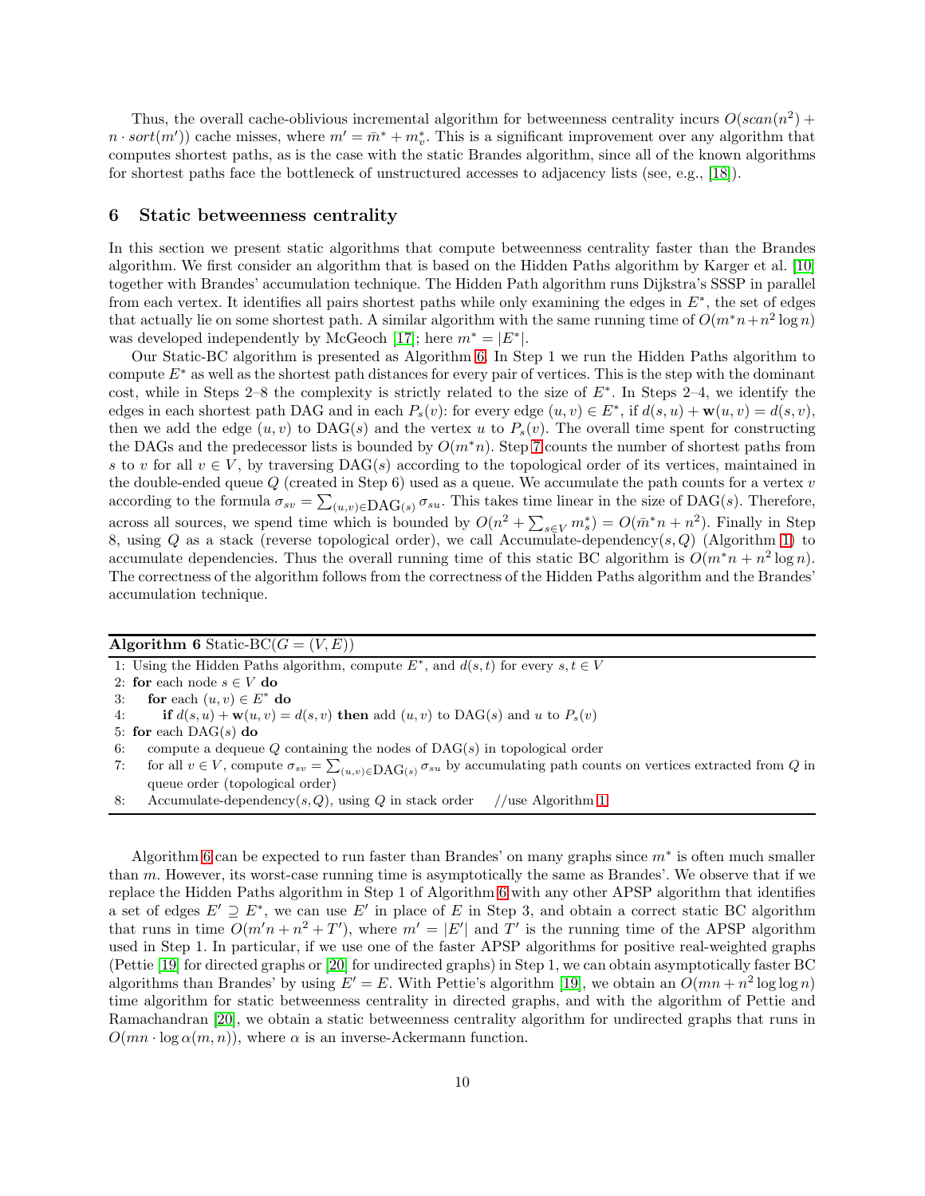Thus, the overall cache-oblivious incremental algorithm for betweenness centrality incurs $O(scan(n^2) + n \cdot sort(m'))$ cache misses, where $m' = \bar{m}^* + m^*_v$. This is a significant improvement over any algorithm that computes shortest paths, as is the case with the static Brandes algorithm, since all of the known algorithms for shortest paths face the bottleneck of unstructured accesses to adjacency lists (see, e.g., [18]).

## 6 Static betweenness centrality

In this section we present static algorithms that compute betweenness centrality faster than the Brandes algorithm. We first consider an algorithm that is based on the Hidden Paths algorithm by Karger et al. [10] together with Brandes' accumulation technique. The Hidden Path algorithm runs Dijkstra's SSSP in parallel from each vertex. It identifies all pairs shortest paths while only examining the edges in $E^*$, the set of edges that actually lie on some shortest path. A similar algorithm with the same running time of $O(m^* n + n^2 \log n)$ was developed independently by McGeoch [17]; here $m^* = |E^*|$.

Our Static-BC algorithm is presented as Algorithm 6. In Step 1 we run the Hidden Paths algorithm to compute $E^*$ as well as the shortest path distances for every pair of vertices. This is the step with the dominant cost, while in Steps 2–8 the complexity is strictly related to the size of $E^*$. In Steps 2–4, we identify the edges in each shortest path DAG and in each $P_s(v)$: for every edge $(u, v) \in E^*$, if $d(s, u) + \mathbf{w}(u, v) = d(s, v)$, then we add the edge $(u, v)$ to DAG$(s)$ and the vertex $u$ to $P_s(v)$. The overall time spent for constructing the DAGs and the predecessor lists is bounded by $O(m^* n)$. Step 7 counts the number of shortest paths from $s$ to $v$ for all $v \in V$, by traversing DAG$(s)$ according to the topological order of its vertices, maintained in the double-ended queue $Q$ (created in Step 6) used as a queue. We accumulate the path counts for a vertex $v$ according to the formula $\sigma_{sv} = \sum_{(u,v) \in \text{DAG}(s)} \sigma_{su}$. This takes time linear in the size of DAG$(s)$. Therefore, across all sources, we spend time which is bounded by $O(n^2 + \sum_{s \in V} m^*_s) = O(\bar{m}^* n + n^2)$. Finally in Step 8, using $Q$ as a stack (reverse topological order), we call Accumulate-dependency$(s, Q)$ (Algorithm 1) to accumulate dependencies. Thus the overall running time of this static BC algorithm is $O(m^* n + n^2 \log n)$. The correctness of the algorithm follows from the correctness of the Hidden Paths algorithm and the Brandes' accumulation technique.

**Algorithm 6** Static-BC$(G = (V, E))$

```
1: Using the Hidden Paths algorithm, compute E*, and d(s,t) for every s,t ∈ V
2: for each node s ∈ V do
3:     for each (u,v) ∈ E* do
4:         if d(s,u) + w(u,v) = d(s,v) then add (u,v) to DAG(s) and u to P_s(v)
5: for each DAG(s) do
6:     compute a dequeue Q containing the nodes of DAG(s) in topological order
7:     for all v ∈ V, compute σ_sv = Σ_{(u,v)∈DAG(s)} σ_su by accumulating path counts on vertices extracted from Q in
       queue order (topological order)
8:     Accumulate-dependency(s,Q), using Q in stack order    //use Algorithm 1
```

Algorithm 6 can be expected to run faster than Brandes' on many graphs since $m^*$ is often much smaller than $m$. However, its worst-case running time is asymptotically the same as Brandes'. We observe that if we replace the Hidden Paths algorithm in Step 1 of Algorithm 6 with any other APSP algorithm that identifies a set of edges $E' \supseteq E^*$, we can use $E'$ in place of $E$ in Step 3, and obtain a correct static BC algorithm that runs in time $O(m'n + n^2 + T')$, where $m' = |E'|$ and $T'$ is the running time of the APSP algorithm used in Step 1. In particular, if we use one of the faster APSP algorithms for positive real-weighted graphs (Pettie [19] for directed graphs or [20] for undirected graphs) in Step 1, we can obtain asymptotically faster BC algorithms than Brandes' by using $E' = E$. With Pettie's algorithm [19], we obtain an $O(mn + n^2 \log \log n)$ time algorithm for static betweenness centrality in directed graphs, and with the algorithm of Pettie and Ramachandran [20], we obtain a static betweenness centrality algorithm for undirected graphs that runs in $O(mn \cdot \log \alpha(m, n))$, where $\alpha$ is an inverse-Ackermann function.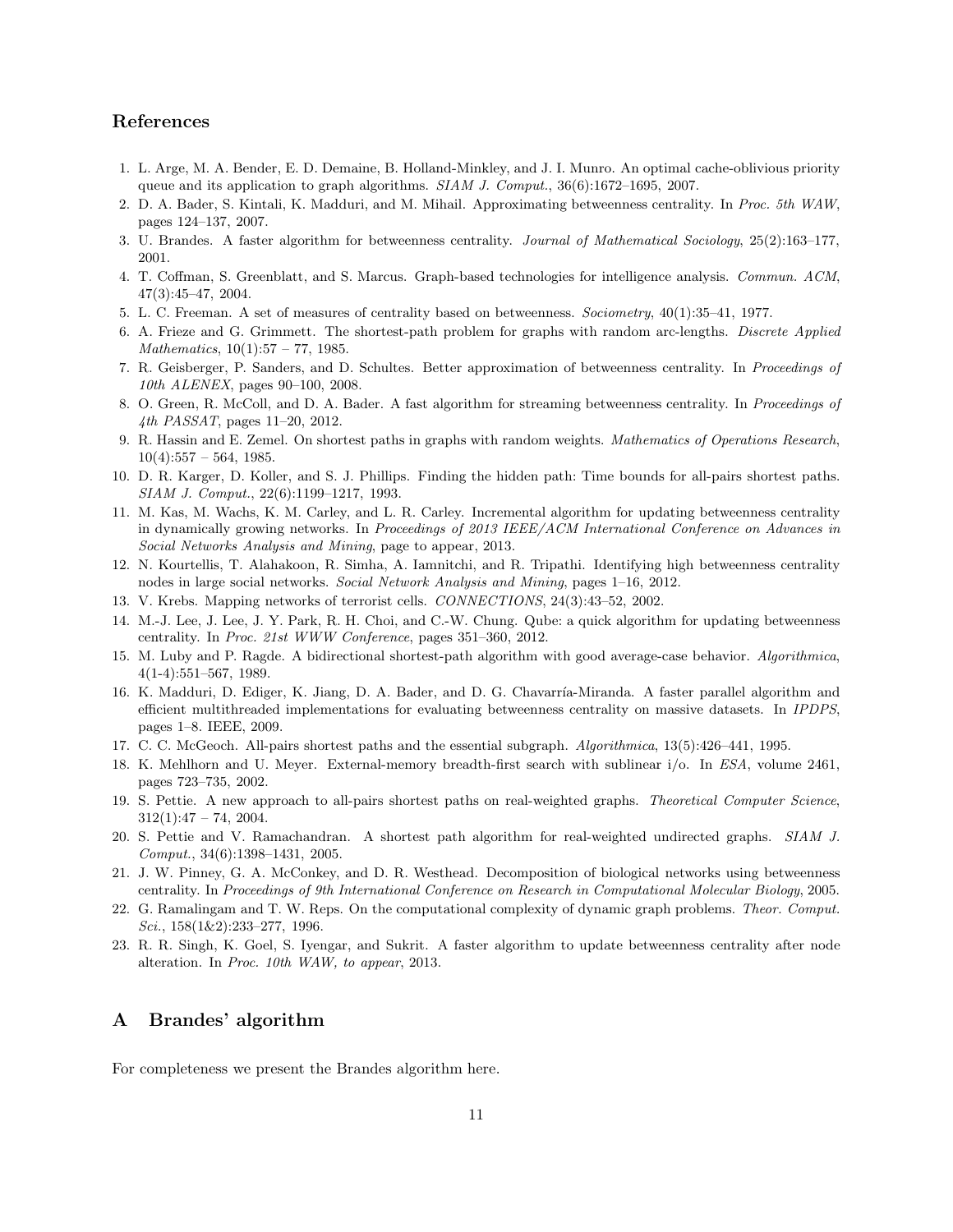## References

1. L. Arge, M. A. Bender, E. D. Demaine, B. Holland-Minkley, and J. I. Munro. An optimal cache-oblivious priority queue and its application to graph algorithms. *SIAM J. Comput.*, 36(6):1672–1695, 2007.
2. D. A. Bader, S. Kintali, K. Madduri, and M. Mihail. Approximating betweenness centrality. In *Proc. 5th WAW*, pages 124–137, 2007.
3. U. Brandes. A faster algorithm for betweenness centrality. *Journal of Mathematical Sociology*, 25(2):163–177, 2001.
4. T. Coffman, S. Greenblatt, and S. Marcus. Graph-based technologies for intelligence analysis. *Commun. ACM*, 47(3):45–47, 2004.
5. L. C. Freeman. A set of measures of centrality based on betweenness. *Sociometry*, 40(1):35–41, 1977.
6. A. Frieze and G. Grimmett. The shortest-path problem for graphs with random arc-lengths. *Discrete Applied Mathematics*, 10(1):57 – 77, 1985.
7. R. Geisberger, P. Sanders, and D. Schultes. Better approximation of betweenness centrality. In *Proceedings of 10th ALENEX*, pages 90–100, 2008.
8. O. Green, R. McColl, and D. A. Bader. A fast algorithm for streaming betweenness centrality. In *Proceedings of 4th PASSAT*, pages 11–20, 2012.
9. R. Hassin and E. Zemel. On shortest paths in graphs with random weights. *Mathematics of Operations Research*, 10(4):557 – 564, 1985.
10. D. R. Karger, D. Koller, and S. J. Phillips. Finding the hidden path: Time bounds for all-pairs shortest paths. *SIAM J. Comput.*, 22(6):1199–1217, 1993.
11. M. Kas, M. Wachs, K. M. Carley, and L. R. Carley. Incremental algorithm for updating betweenness centrality in dynamically growing networks. In *Proceedings of 2013 IEEE/ACM International Conference on Advances in Social Networks Analysis and Mining*, page to appear, 2013.
12. N. Kourtellis, T. Alahakoon, R. Simha, A. Iamnitchi, and R. Tripathi. Identifying high betweenness centrality nodes in large social networks. *Social Network Analysis and Mining*, pages 1–16, 2012.
13. V. Krebs. Mapping networks of terrorist cells. *CONNECTIONS*, 24(3):43–52, 2002.
14. M.-J. Lee, J. Lee, J. Y. Park, R. H. Choi, and C.-W. Chung. Qube: a quick algorithm for updating betweenness centrality. In *Proc. 21st WWW Conference*, pages 351–360, 2012.
15. M. Luby and P. Ragde. A bidirectional shortest-path algorithm with good average-case behavior. *Algorithmica*, 4(1-4):551–567, 1989.
16. K. Madduri, D. Ediger, K. Jiang, D. A. Bader, and D. G. Chavarría-Miranda. A faster parallel algorithm and efficient multithreaded implementations for evaluating betweenness centrality on massive datasets. In *IPDPS*, pages 1–8. IEEE, 2009.
17. C. C. McGeoch. All-pairs shortest paths and the essential subgraph. *Algorithmica*, 13(5):426–441, 1995.
18. K. Mehlhorn and U. Meyer. External-memory breadth-first search with sublinear i/o. In *ESA*, volume 2461, pages 723–735, 2002.
19. S. Pettie. A new approach to all-pairs shortest paths on real-weighted graphs. *Theoretical Computer Science*, 312(1):47 – 74, 2004.
20. S. Pettie and V. Ramachandran. A shortest path algorithm for real-weighted undirected graphs. *SIAM J. Comput.*, 34(6):1398–1431, 2005.
21. J. W. Pinney, G. A. McConkey, and D. R. Westhead. Decomposition of biological networks using betweenness centrality. In *Proceedings of 9th International Conference on Research in Computational Molecular Biology*, 2005.
22. G. Ramalingam and T. W. Reps. On the computational complexity of dynamic graph problems. *Theor. Comput. Sci.*, 158(1&2):233–277, 1996.
23. R. R. Singh, K. Goel, S. Iyengar, and Sukrit. A faster algorithm to update betweenness centrality after node alteration. In *Proc. 10th WAW, to appear*, 2013.

## A Brandes' algorithm

For completeness we present the Brandes algorithm here.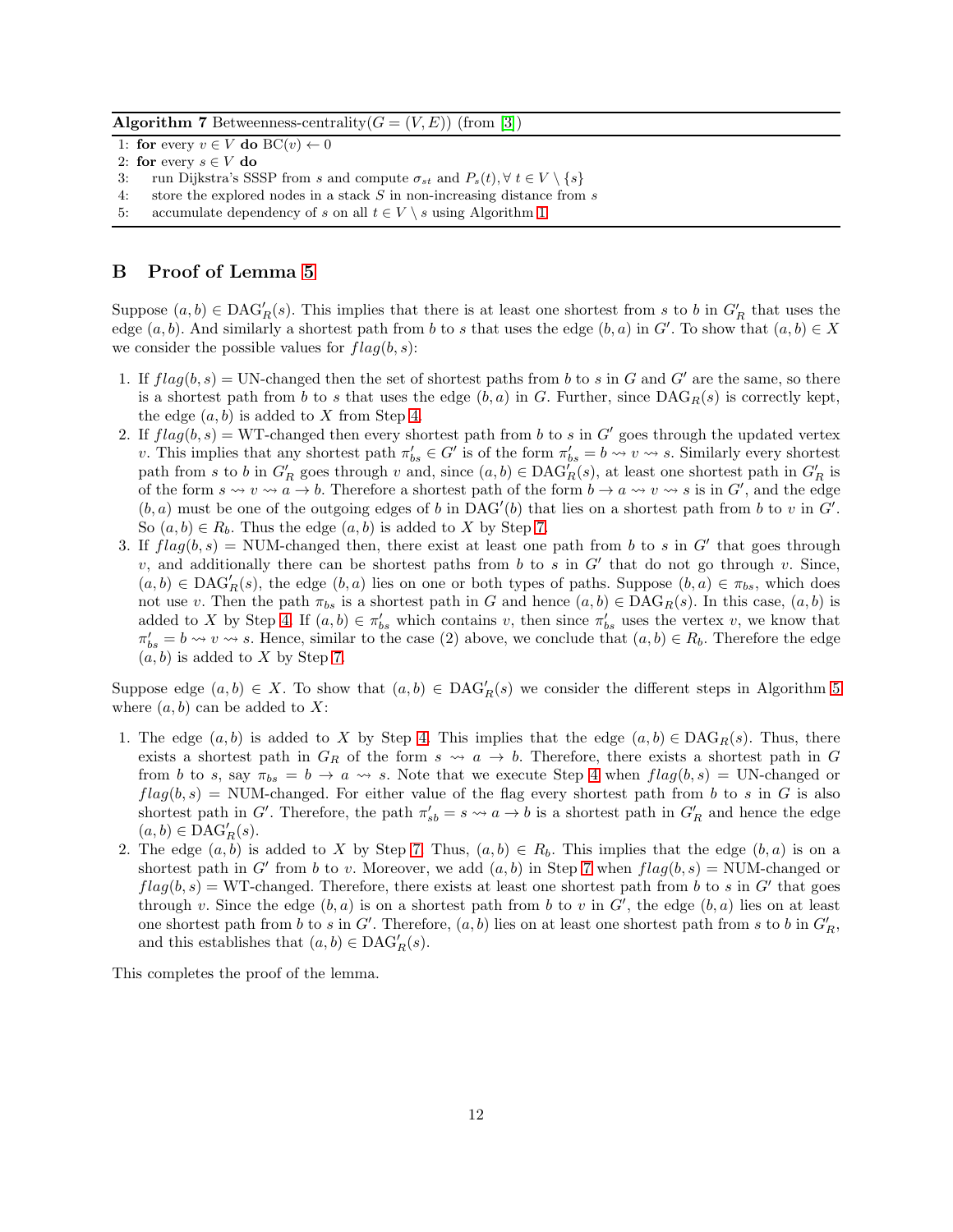**Algorithm 7** Betweenness-centrality($G = (V, E)$) (from [3])

```
1: for every v ∈ V do BC(v) ← 0
2: for every s ∈ V do
3:     run Dijkstra's SSSP from s and compute σ_st and P_s(t), ∀ t ∈ V \ {s}
4:     store the explored nodes in a stack S in non-increasing distance from s
5:     accumulate dependency of s on all t ∈ V \ s using Algorithm 1
```

## B Proof of Lemma 5

Suppose $(a, b) \in \text{DAG}'_R(s)$. This implies that there is at least one shortest from $s$ to $b$ in $G'_R$ that uses the edge $(a, b)$. And similarly a shortest path from $b$ to $s$ that uses the edge $(b, a)$ in $G'$. To show that $(a, b) \in X$ we consider the possible values for $flag(b, s)$:

1. If $flag(b, s) =$ UN-changed then the set of shortest paths from $b$ to $s$ in $G$ and $G'$ are the same, so there is a shortest path from $b$ to $s$ that uses the edge $(b, a)$ in $G$. Further, since $\text{DAG}_R(s)$ is correctly kept, the edge $(a, b)$ is added to $X$ from Step 4.
2. If $flag(b, s) =$ WT-changed then every shortest path from $b$ to $s$ in $G'$ goes through the updated vertex $v$. This implies that any shortest path $\pi'_{bs} \in G'$ is of the form $\pi'_{bs} = b \rightsquigarrow v \rightsquigarrow s$. Similarly every shortest path from $s$ to $b$ in $G'_R$ goes through $v$ and, since $(a, b) \in \text{DAG}'_R(s)$, at least one shortest path in $G'_R$ is of the form $s \rightsquigarrow v \rightsquigarrow a \rightarrow b$. Therefore a shortest path of the form $b \rightarrow a \rightsquigarrow v \rightsquigarrow s$ is in $G'$, and the edge $(b, a)$ must be one of the outgoing edges of $b$ in $\text{DAG}'(b)$ that lies on a shortest path from $b$ to $v$ in $G'$. So $(a, b) \in R_b$. Thus the edge $(a, b)$ is added to $X$ by Step 7.
3. If $flag(b, s) =$ NUM-changed then, there exist at least one path from $b$ to $s$ in $G'$ that goes through $v$, and additionally there can be shortest paths from $b$ to $s$ in $G'$ that do not go through $v$. Since, $(a, b) \in \text{DAG}'_R(s)$, the edge $(b, a)$ lies on one or both types of paths. Suppose $(b, a) \in \pi_{bs}$, which does not use $v$. Then the path $\pi_{bs}$ is a shortest path in $G$ and hence $(a, b) \in \text{DAG}_R(s)$. In this case, $(a, b)$ is added to $X$ by Step 4. If $(a, b) \in \pi'_{bs}$ which contains $v$, then since $\pi'_{bs}$ uses the vertex $v$, we know that $\pi'_{bs} = b \rightsquigarrow v \rightsquigarrow s$. Hence, similar to the case (2) above, we conclude that $(a, b) \in R_b$. Therefore the edge $(a, b)$ is added to $X$ by Step 7.

Suppose edge $(a, b) \in X$. To show that $(a, b) \in \text{DAG}'_R(s)$ we consider the different steps in Algorithm 5 where $(a, b)$ can be added to $X$:

1. The edge $(a, b)$ is added to $X$ by Step 4. This implies that the edge $(a, b) \in \text{DAG}_R(s)$. Thus, there exists a shortest path in $G_R$ of the form $s \rightsquigarrow a \rightarrow b$. Therefore, there exists a shortest path in $G$ from $b$ to $s$, say $\pi_{bs} = b \rightarrow a \rightsquigarrow s$. Note that we execute Step 4 when $flag(b, s) =$ UN-changed or $flag(b, s) =$ NUM-changed. For either value of the flag every shortest path from $b$ to $s$ in $G$ is also shortest path in $G'$. Therefore, the path $\pi'_{sb} = s \rightsquigarrow a \rightarrow b$ is a shortest path in $G'_R$ and hence the edge $(a, b) \in \text{DAG}'_R(s)$.
2. The edge $(a, b)$ is added to $X$ by Step 7. Thus, $(a, b) \in R_b$. This implies that the edge $(b, a)$ is on a shortest path in $G'$ from $b$ to $v$. Moreover, we add $(a, b)$ in Step 7 when $flag(b, s) =$ NUM-changed or $flag(b, s) =$ WT-changed. Therefore, there exists at least one shortest path from $b$ to $s$ in $G'$ that goes through $v$. Since the edge $(b, a)$ is on a shortest path from $b$ to $v$ in $G'$, the edge $(b, a)$ lies on at least one shortest path from $b$ to $s$ in $G'$. Therefore, $(a, b)$ lies on at least one shortest path from $s$ to $b$ in $G'_R$, and this establishes that $(a, b) \in \text{DAG}'_R(s)$.

This completes the proof of the lemma.